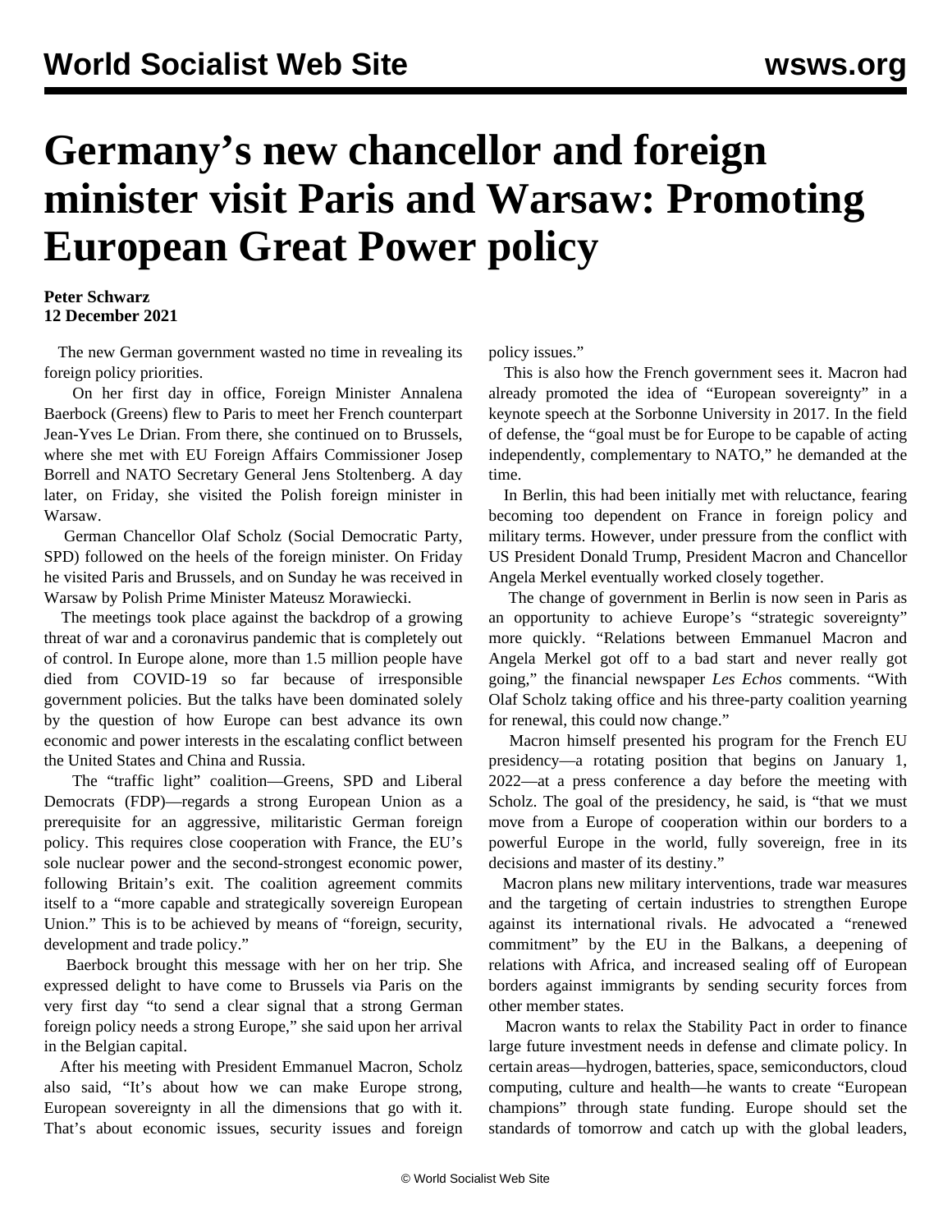# Germany's new chancellor and foreign minister visit Paris and Warsaw: Promoting European Great Power policy

**Peter Schwarz**
**12 December 2021**

The new German government wasted no time in revealing its foreign policy priorities.

On her first day in office, Foreign Minister Annalena Baerbock (Greens) flew to Paris to meet her French counterpart Jean-Yves Le Drian. From there, she continued on to Brussels, where she met with EU Foreign Affairs Commissioner Josep Borrell and NATO Secretary General Jens Stoltenberg. A day later, on Friday, she visited the Polish foreign minister in Warsaw.

German Chancellor Olaf Scholz (Social Democratic Party, SPD) followed on the heels of the foreign minister. On Friday he visited Paris and Brussels, and on Sunday he was received in Warsaw by Polish Prime Minister Mateusz Morawiecki.

The meetings took place against the backdrop of a growing threat of war and a coronavirus pandemic that is completely out of control. In Europe alone, more than 1.5 million people have died from COVID-19 so far because of irresponsible government policies. But the talks have been dominated solely by the question of how Europe can best advance its own economic and power interests in the escalating conflict between the United States and China and Russia.

The "traffic light" coalition—Greens, SPD and Liberal Democrats (FDP)—regards a strong European Union as a prerequisite for an aggressive, militaristic German foreign policy. This requires close cooperation with France, the EU's sole nuclear power and the second-strongest economic power, following Britain's exit. The coalition agreement commits itself to a "more capable and strategically sovereign European Union." This is to be achieved by means of "foreign, security, development and trade policy."

Baerbock brought this message with her on her trip. She expressed delight to have come to Brussels via Paris on the very first day "to send a clear signal that a strong German foreign policy needs a strong Europe," she said upon her arrival in the Belgian capital.

After his meeting with President Emmanuel Macron, Scholz also said, "It's about how we can make Europe strong, European sovereignty in all the dimensions that go with it. That's about economic issues, security issues and foreign policy issues."

This is also how the French government sees it. Macron had already promoted the idea of "European sovereignty" in a keynote speech at the Sorbonne University in 2017. In the field of defense, the "goal must be for Europe to be capable of acting independently, complementary to NATO," he demanded at the time.

In Berlin, this had been initially met with reluctance, fearing becoming too dependent on France in foreign policy and military terms. However, under pressure from the conflict with US President Donald Trump, President Macron and Chancellor Angela Merkel eventually worked closely together.

The change of government in Berlin is now seen in Paris as an opportunity to achieve Europe's "strategic sovereignty" more quickly. "Relations between Emmanuel Macron and Angela Merkel got off to a bad start and never really got going," the financial newspaper *Les Echos* comments. "With Olaf Scholz taking office and his three-party coalition yearning for renewal, this could now change."

Macron himself presented his program for the French EU presidency—a rotating position that begins on January 1, 2022—at a press conference a day before the meeting with Scholz. The goal of the presidency, he said, is "that we must move from a Europe of cooperation within our borders to a powerful Europe in the world, fully sovereign, free in its decisions and master of its destiny."

Macron plans new military interventions, trade war measures and the targeting of certain industries to strengthen Europe against its international rivals. He advocated a "renewed commitment" by the EU in the Balkans, a deepening of relations with Africa, and increased sealing off of European borders against immigrants by sending security forces from other member states.

Macron wants to relax the Stability Pact in order to finance large future investment needs in defense and climate policy. In certain areas—hydrogen, batteries, space, semiconductors, cloud computing, culture and health—he wants to create "European champions" through state funding. Europe should set the standards of tomorrow and catch up with the global leaders,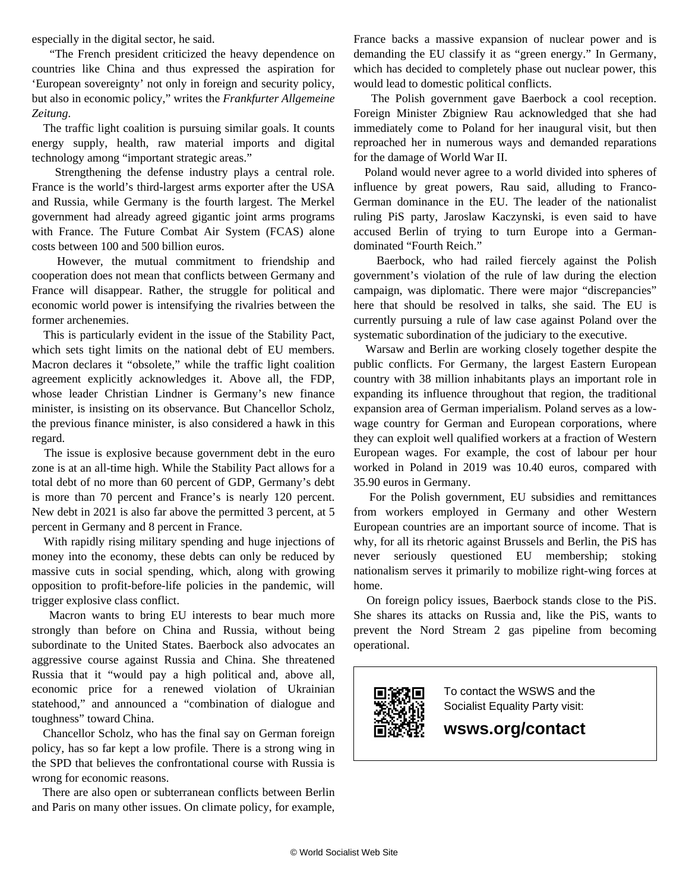especially in the digital sector, he said.

"The French president criticized the heavy dependence on countries like China and thus expressed the aspiration for 'European sovereignty' not only in foreign and security policy, but also in economic policy," writes the *Frankfurter Allgemeine Zeitung*.

The traffic light coalition is pursuing similar goals. It counts energy supply, health, raw material imports and digital technology among "important strategic areas."

Strengthening the defense industry plays a central role. France is the world's third-largest arms exporter after the USA and Russia, while Germany is the fourth largest. The Merkel government had already agreed gigantic joint arms programs with France. The Future Combat Air System (FCAS) alone costs between 100 and 500 billion euros.

However, the mutual commitment to friendship and cooperation does not mean that conflicts between Germany and France will disappear. Rather, the struggle for political and economic world power is intensifying the rivalries between the former archenemies.

This is particularly evident in the issue of the Stability Pact, which sets tight limits on the national debt of EU members. Macron declares it "obsolete," while the traffic light coalition agreement explicitly acknowledges it. Above all, the FDP, whose leader Christian Lindner is Germany's new finance minister, is insisting on its observance. But Chancellor Scholz, the previous finance minister, is also considered a hawk in this regard.

The issue is explosive because government debt in the euro zone is at an all-time high. While the Stability Pact allows for a total debt of no more than 60 percent of GDP, Germany's debt is more than 70 percent and France's is nearly 120 percent. New debt in 2021 is also far above the permitted 3 percent, at 5 percent in Germany and 8 percent in France.

With rapidly rising military spending and huge injections of money into the economy, these debts can only be reduced by massive cuts in social spending, which, along with growing opposition to profit-before-life policies in the pandemic, will trigger explosive class conflict.

Macron wants to bring EU interests to bear much more strongly than before on China and Russia, without being subordinate to the United States. Baerbock also advocates an aggressive course against Russia and China. She threatened Russia that it "would pay a high political and, above all, economic price for a renewed violation of Ukrainian statehood," and announced a "combination of dialogue and toughness" toward China.

Chancellor Scholz, who has the final say on German foreign policy, has so far kept a low profile. There is a strong wing in the SPD that believes the confrontational course with Russia is wrong for economic reasons.

There are also open or subterranean conflicts between Berlin and Paris on many other issues. On climate policy, for example, France backs a massive expansion of nuclear power and is demanding the EU classify it as "green energy." In Germany, which has decided to completely phase out nuclear power, this would lead to domestic political conflicts.

The Polish government gave Baerbock a cool reception. Foreign Minister Zbigniew Rau acknowledged that she had immediately come to Poland for her inaugural visit, but then reproached her in numerous ways and demanded reparations for the damage of World War II.

Poland would never agree to a world divided into spheres of influence by great powers, Rau said, alluding to Franco-German dominance in the EU. The leader of the nationalist ruling PiS party, Jaroslaw Kaczynski, is even said to have accused Berlin of trying to turn Europe into a German-dominated "Fourth Reich."

Baerbock, who had railed fiercely against the Polish government's violation of the rule of law during the election campaign, was diplomatic. There were major "discrepancies" here that should be resolved in talks, she said. The EU is currently pursuing a rule of law case against Poland over the systematic subordination of the judiciary to the executive.

Warsaw and Berlin are working closely together despite the public conflicts. For Germany, the largest Eastern European country with 38 million inhabitants plays an important role in expanding its influence throughout that region, the traditional expansion area of German imperialism. Poland serves as a low-wage country for German and European corporations, where they can exploit well qualified workers at a fraction of Western European wages. For example, the cost of labour per hour worked in Poland in 2019 was 10.40 euros, compared with 35.90 euros in Germany.

For the Polish government, EU subsidies and remittances from workers employed in Germany and other Western European countries are an important source of income. That is why, for all its rhetoric against Brussels and Berlin, the PiS has never seriously questioned EU membership; stoking nationalism serves it primarily to mobilize right-wing forces at home.

On foreign policy issues, Baerbock stands close to the PiS. She shares its attacks on Russia and, like the PiS, wants to prevent the Nord Stream 2 gas pipeline from becoming operational.

To contact the WSWS and the Socialist Equality Party visit:

**wsws.org/contact**